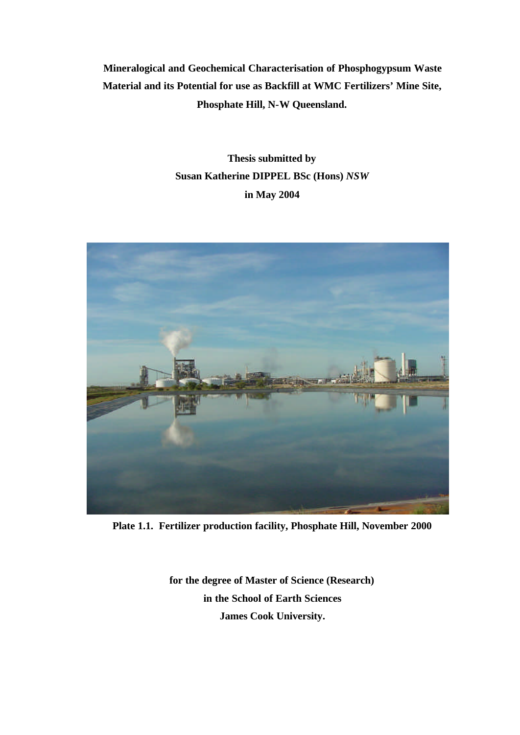**Mineralogical and Geochemical Characterisation of Phosphogypsum Waste Material and its Potential for use as Backfill at WMC Fertilizers' Mine Site, Phosphate Hill, N-W Queensland.**

**Thesis submitted by**

**Susan Katherine DIPPEL BSc (Hons)** ***NSW***

**in May 2004**

**Plate 1.1. Fertilizer production facility, Phosphate Hill, November 2000**

**for the degree of Master of Science (Research)**

**in the School of Earth Sciences**

**James Cook University.**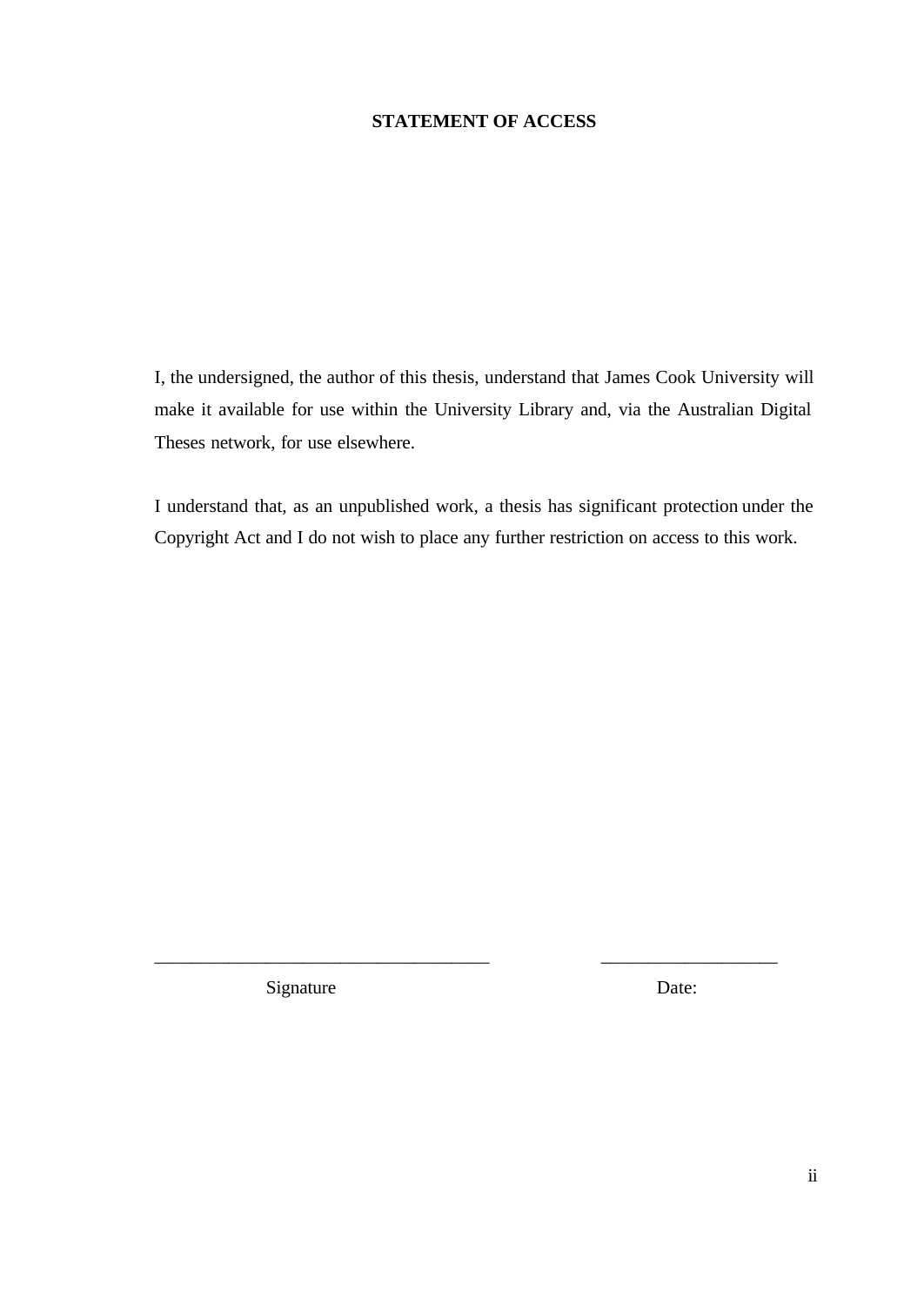## STATEMENT OF ACCESS

I, the undersigned, the author of this thesis, understand that James Cook University will make it available for use within the University Library and, via the Australian Digital Theses network, for use elsewhere.

I understand that, as an unpublished work, a thesis has significant protection under the Copyright Act and I do not wish to place any further restriction on access to this work.

___________________________________ &nbsp;&nbsp;&nbsp;&nbsp;&nbsp;&nbsp;&nbsp;&nbsp; ____________________

Signature &nbsp;&nbsp;&nbsp;&nbsp;&nbsp;&nbsp;&nbsp;&nbsp;&nbsp;&nbsp;&nbsp;&nbsp;&nbsp;&nbsp;&nbsp;&nbsp;&nbsp;&nbsp;&nbsp;&nbsp;&nbsp;&nbsp;&nbsp;&nbsp;&nbsp;&nbsp;&nbsp;&nbsp;&nbsp;&nbsp;&nbsp;&nbsp; Date: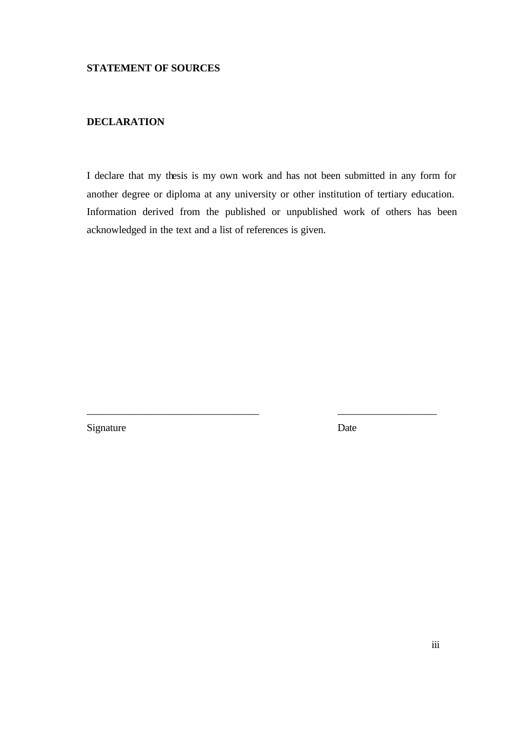**STATEMENT OF SOURCES**

**DECLARATION**

I declare that my thesis is my own work and has not been submitted in any form for another degree or diploma at any university or other institution of tertiary education. Information derived from the published or unpublished work of others has been acknowledged in the text and a list of references is given.

_________________________________ ___________________

Signature Date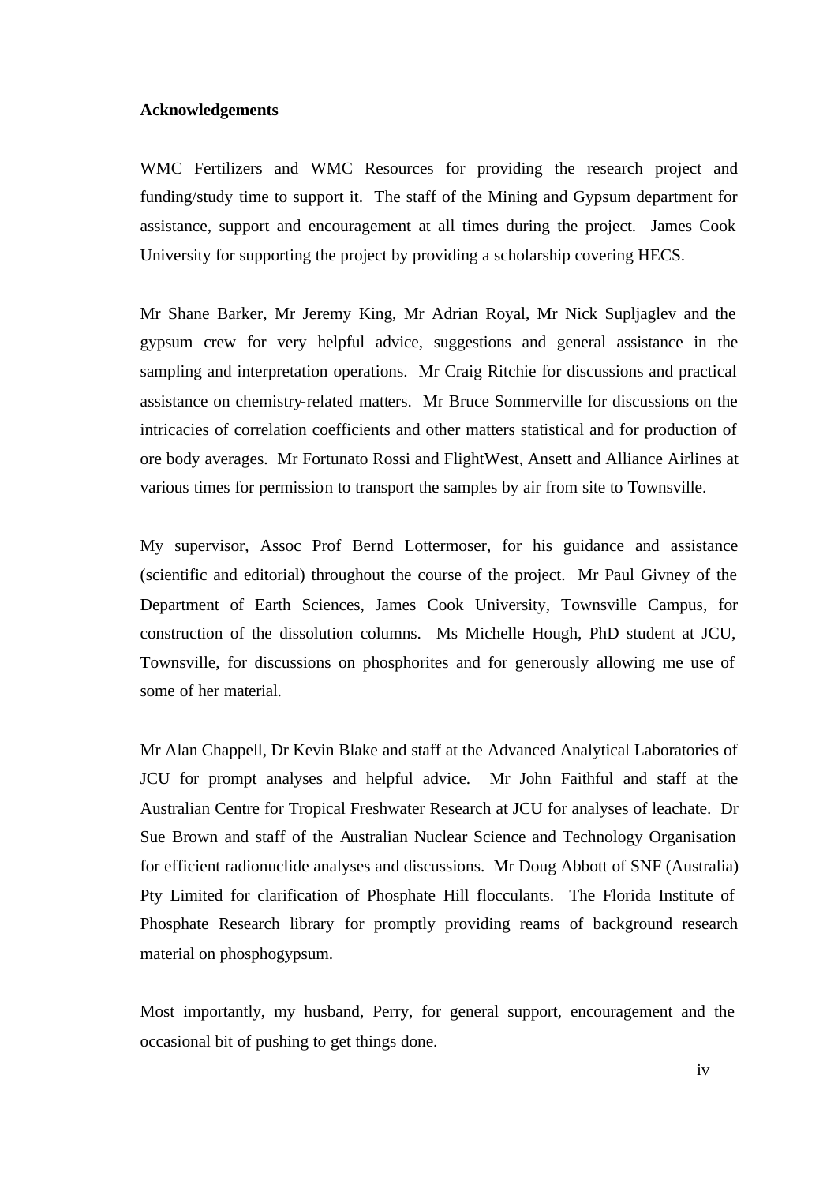**Acknowledgements**

WMC Fertilizers and WMC Resources for providing the research project and funding/study time to support it. The staff of the Mining and Gypsum department for assistance, support and encouragement at all times during the project. James Cook University for supporting the project by providing a scholarship covering HECS.

Mr Shane Barker, Mr Jeremy King, Mr Adrian Royal, Mr Nick Supljaglev and the gypsum crew for very helpful advice, suggestions and general assistance in the sampling and interpretation operations. Mr Craig Ritchie for discussions and practical assistance on chemistry-related matters. Mr Bruce Sommerville for discussions on the intricacies of correlation coefficients and other matters statistical and for production of ore body averages. Mr Fortunato Rossi and FlightWest, Ansett and Alliance Airlines at various times for permission to transport the samples by air from site to Townsville.

My supervisor, Assoc Prof Bernd Lottermoser, for his guidance and assistance (scientific and editorial) throughout the course of the project. Mr Paul Givney of the Department of Earth Sciences, James Cook University, Townsville Campus, for construction of the dissolution columns. Ms Michelle Hough, PhD student at JCU, Townsville, for discussions on phosphorites and for generously allowing me use of some of her material.

Mr Alan Chappell, Dr Kevin Blake and staff at the Advanced Analytical Laboratories of JCU for prompt analyses and helpful advice. Mr John Faithful and staff at the Australian Centre for Tropical Freshwater Research at JCU for analyses of leachate. Dr Sue Brown and staff of the Australian Nuclear Science and Technology Organisation for efficient radionuclide analyses and discussions. Mr Doug Abbott of SNF (Australia) Pty Limited for clarification of Phosphate Hill flocculants. The Florida Institute of Phosphate Research library for promptly providing reams of background research material on phosphogypsum.

Most importantly, my husband, Perry, for general support, encouragement and the occasional bit of pushing to get things done.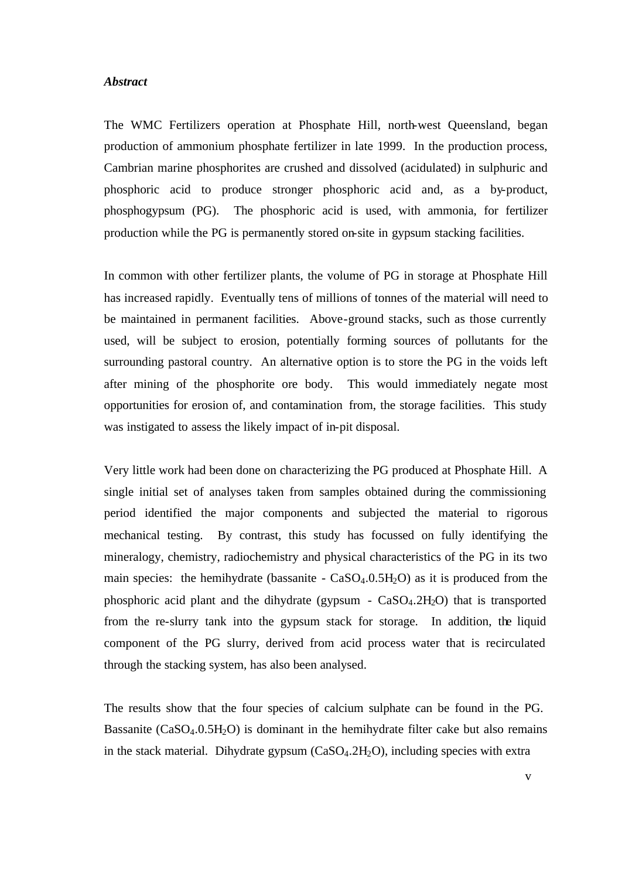***Abstract***

The WMC Fertilizers operation at Phosphate Hill, north-west Queensland, began production of ammonium phosphate fertilizer in late 1999. In the production process, Cambrian marine phosphorites are crushed and dissolved (acidulated) in sulphuric and phosphoric acid to produce stronger phosphoric acid and, as a by-product, phosphogypsum (PG). The phosphoric acid is used, with ammonia, for fertilizer production while the PG is permanently stored on-site in gypsum stacking facilities.

In common with other fertilizer plants, the volume of PG in storage at Phosphate Hill has increased rapidly. Eventually tens of millions of tonnes of the material will need to be maintained in permanent facilities. Above-ground stacks, such as those currently used, will be subject to erosion, potentially forming sources of pollutants for the surrounding pastoral country. An alternative option is to store the PG in the voids left after mining of the phosphorite ore body. This would immediately negate most opportunities for erosion of, and contamination from, the storage facilities. This study was instigated to assess the likely impact of in-pit disposal.

Very little work had been done on characterizing the PG produced at Phosphate Hill. A single initial set of analyses taken from samples obtained during the commissioning period identified the major components and subjected the material to rigorous mechanical testing. By contrast, this study has focussed on fully identifying the mineralogy, chemistry, radiochemistry and physical characteristics of the PG in its two main species: the hemihydrate (bassanite - $CaSO_4.0.5H_2O$) as it is produced from the phosphoric acid plant and the dihydrate (gypsum - $CaSO_4.2H_2O$) that is transported from the re-slurry tank into the gypsum stack for storage. In addition, the liquid component of the PG slurry, derived from acid process water that is recirculated through the stacking system, has also been analysed.

The results show that the four species of calcium sulphate can be found in the PG. Bassanite ($CaSO_4.0.5H_2O$) is dominant in the hemihydrate filter cake but also remains in the stack material. Dihydrate gypsum ($CaSO_4.2H_2O$), including species with extra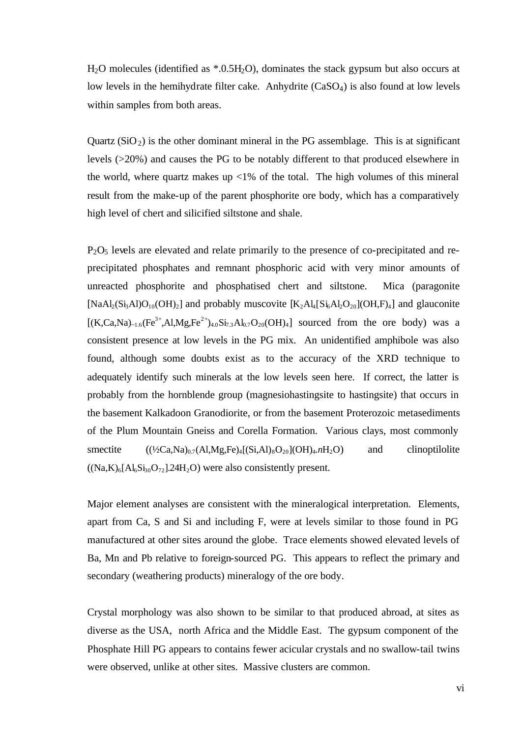$H_2O$ molecules (identified as *.0.5$H_2O$), dominates the stack gypsum but also occurs at low levels in the hemihydrate filter cake. Anhydrite ($CaSO_4$) is also found at low levels within samples from both areas.

Quartz ($SiO_2$) is the other dominant mineral in the PG assemblage. This is at significant levels (>20%) and causes the PG to be notably different to that produced elsewhere in the world, where quartz makes up <1% of the total. The high volumes of this mineral result from the make-up of the parent phosphorite ore body, which has a comparatively high level of chert and silicified siltstone and shale.

$P_2O_5$ levels are elevated and relate primarily to the presence of co-precipitated and re-precipitated phosphates and remnant phosphoric acid with very minor amounts of unreacted phosphorite and phosphatised chert and siltstone. Mica (paragonite [$NaAl_2(Si_3Al)O_{10}(OH)_2$] and probably muscovite [$K_2Al_4[Si_6Al_2O_{20}](OH,F)_4$] and glauconite [$(K,Ca,Na)_{\sim1.6}(Fe^{3+},Al,Mg,Fe^{2+})_{4.0}Si_{7.3}Al_{0.7}O_{20}(OH)_4$] sourced from the ore body) was a consistent presence at low levels in the PG mix. An unidentified amphibole was also found, although some doubts exist as to the accuracy of the XRD technique to adequately identify such minerals at the low levels seen here. If correct, the latter is probably from the hornblende group (magnesiohastingsite to hastingsite) that occurs in the basement Kalkadoon Granodiorite, or from the basement Proterozoic metasediments of the Plum Mountain Gneiss and Corella Formation. Various clays, most commonly smectite ($(\frac{1}{2}Ca,Na)_{0.7}(Al,Mg,Fe)_4[(Si,Al)_8O_{20}](OH)_4.nH_2O$) and clinoptilolite ($(Na,K)_6[Al_6Si_{30}O_{72}].24H_2O$) were also consistently present.

Major element analyses are consistent with the mineralogical interpretation. Elements, apart from Ca, S and Si and including F, were at levels similar to those found in PG manufactured at other sites around the globe. Trace elements showed elevated levels of Ba, Mn and Pb relative to foreign-sourced PG. This appears to reflect the primary and secondary (weathering products) mineralogy of the ore body.

Crystal morphology was also shown to be similar to that produced abroad, at sites as diverse as the USA, north Africa and the Middle East. The gypsum component of the Phosphate Hill PG appears to contains fewer acicular crystals and no swallow-tail twins were observed, unlike at other sites. Massive clusters are common.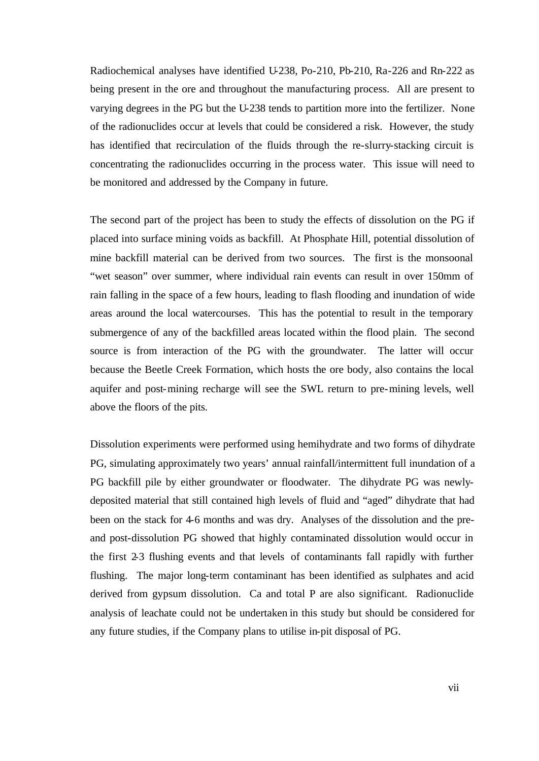Radiochemical analyses have identified U-238, Po-210, Pb-210, Ra-226 and Rn-222 as being present in the ore and throughout the manufacturing process. All are present to varying degrees in the PG but the U-238 tends to partition more into the fertilizer. None of the radionuclides occur at levels that could be considered a risk. However, the study has identified that recirculation of the fluids through the re-slurry-stacking circuit is concentrating the radionuclides occurring in the process water. This issue will need to be monitored and addressed by the Company in future.

The second part of the project has been to study the effects of dissolution on the PG if placed into surface mining voids as backfill. At Phosphate Hill, potential dissolution of mine backfill material can be derived from two sources. The first is the monsoonal "wet season" over summer, where individual rain events can result in over 150mm of rain falling in the space of a few hours, leading to flash flooding and inundation of wide areas around the local watercourses. This has the potential to result in the temporary submergence of any of the backfilled areas located within the flood plain. The second source is from interaction of the PG with the groundwater. The latter will occur because the Beetle Creek Formation, which hosts the ore body, also contains the local aquifer and post-mining recharge will see the SWL return to pre-mining levels, well above the floors of the pits.

Dissolution experiments were performed using hemihydrate and two forms of dihydrate PG, simulating approximately two years' annual rainfall/intermittent full inundation of a PG backfill pile by either groundwater or floodwater. The dihydrate PG was newly-deposited material that still contained high levels of fluid and "aged" dihydrate that had been on the stack for 4-6 months and was dry. Analyses of the dissolution and the pre- and post-dissolution PG showed that highly contaminated dissolution would occur in the first 2-3 flushing events and that levels of contaminants fall rapidly with further flushing. The major long-term contaminant has been identified as sulphates and acid derived from gypsum dissolution. Ca and total P are also significant. Radionuclide analysis of leachate could not be undertaken in this study but should be considered for any future studies, if the Company plans to utilise in-pit disposal of PG.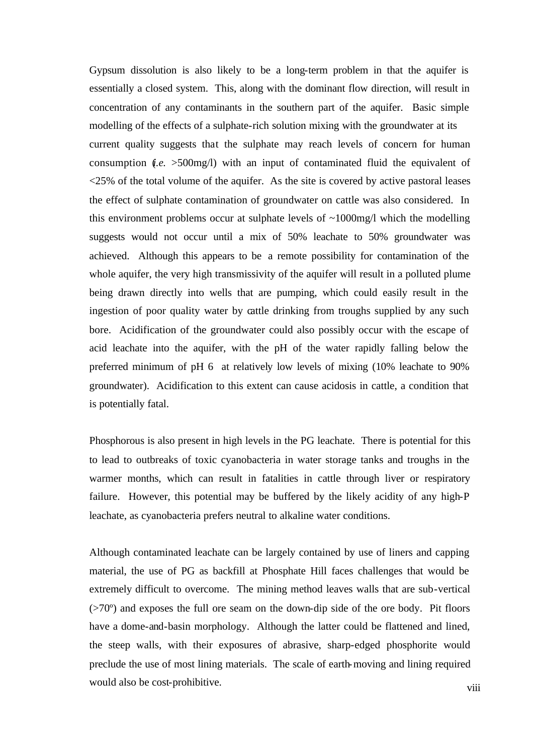Gypsum dissolution is also likely to be a long-term problem in that the aquifer is essentially a closed system. This, along with the dominant flow direction, will result in concentration of any contaminants in the southern part of the aquifer. Basic simple modelling of the effects of a sulphate-rich solution mixing with the groundwater at its current quality suggests that the sulphate may reach levels of concern for human consumption (*i.e.* >500mg/l) with an input of contaminated fluid the equivalent of <25% of the total volume of the aquifer. As the site is covered by active pastoral leases the effect of sulphate contamination of groundwater on cattle was also considered. In this environment problems occur at sulphate levels of ~1000mg/l which the modelling suggests would not occur until a mix of 50% leachate to 50% groundwater was achieved. Although this appears to be a remote possibility for contamination of the whole aquifer, the very high transmissivity of the aquifer will result in a polluted plume being drawn directly into wells that are pumping, which could easily result in the ingestion of poor quality water by cattle drinking from troughs supplied by any such bore. Acidification of the groundwater could also possibly occur with the escape of acid leachate into the aquifer, with the pH of the water rapidly falling below the preferred minimum of pH 6 at relatively low levels of mixing (10% leachate to 90% groundwater). Acidification to this extent can cause acidosis in cattle, a condition that is potentially fatal.

Phosphorous is also present in high levels in the PG leachate. There is potential for this to lead to outbreaks of toxic cyanobacteria in water storage tanks and troughs in the warmer months, which can result in fatalities in cattle through liver or respiratory failure. However, this potential may be buffered by the likely acidity of any high-P leachate, as cyanobacteria prefers neutral to alkaline water conditions.

Although contaminated leachate can be largely contained by use of liners and capping material, the use of PG as backfill at Phosphate Hill faces challenges that would be extremely difficult to overcome. The mining method leaves walls that are sub-vertical (>70º) and exposes the full ore seam on the down-dip side of the ore body. Pit floors have a dome-and-basin morphology. Although the latter could be flattened and lined, the steep walls, with their exposures of abrasive, sharp-edged phosphorite would preclude the use of most lining materials. The scale of earth-moving and lining required would also be cost-prohibitive.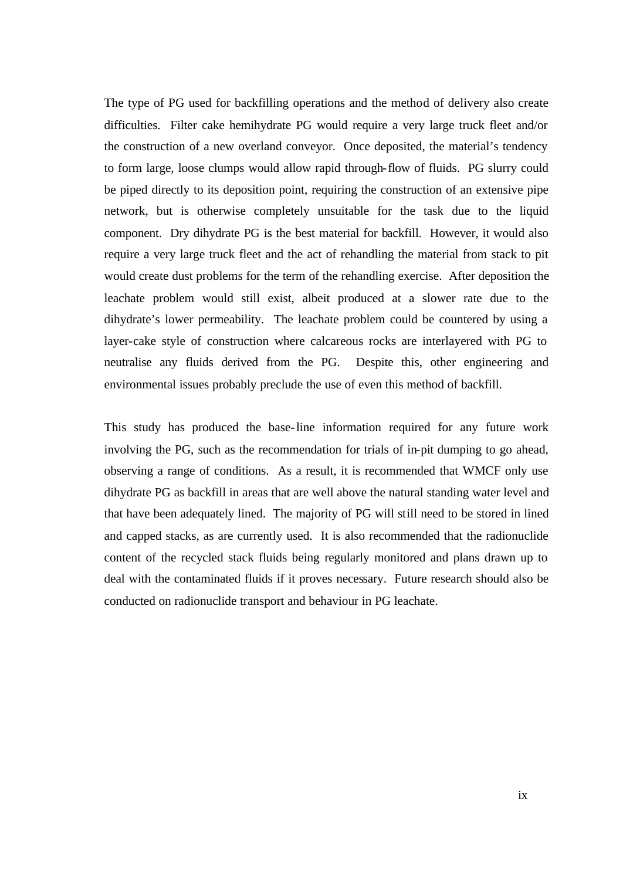The type of PG used for backfilling operations and the method of delivery also create difficulties. Filter cake hemihydrate PG would require a very large truck fleet and/or the construction of a new overland conveyor. Once deposited, the material's tendency to form large, loose clumps would allow rapid through-flow of fluids. PG slurry could be piped directly to its deposition point, requiring the construction of an extensive pipe network, but is otherwise completely unsuitable for the task due to the liquid component. Dry dihydrate PG is the best material for backfill. However, it would also require a very large truck fleet and the act of rehandling the material from stack to pit would create dust problems for the term of the rehandling exercise. After deposition the leachate problem would still exist, albeit produced at a slower rate due to the dihydrate's lower permeability. The leachate problem could be countered by using a layer-cake style of construction where calcareous rocks are interlayered with PG to neutralise any fluids derived from the PG. Despite this, other engineering and environmental issues probably preclude the use of even this method of backfill.

This study has produced the base-line information required for any future work involving the PG, such as the recommendation for trials of in-pit dumping to go ahead, observing a range of conditions. As a result, it is recommended that WMCF only use dihydrate PG as backfill in areas that are well above the natural standing water level and that have been adequately lined. The majority of PG will still need to be stored in lined and capped stacks, as are currently used. It is also recommended that the radionuclide content of the recycled stack fluids being regularly monitored and plans drawn up to deal with the contaminated fluids if it proves necessary. Future research should also be conducted on radionuclide transport and behaviour in PG leachate.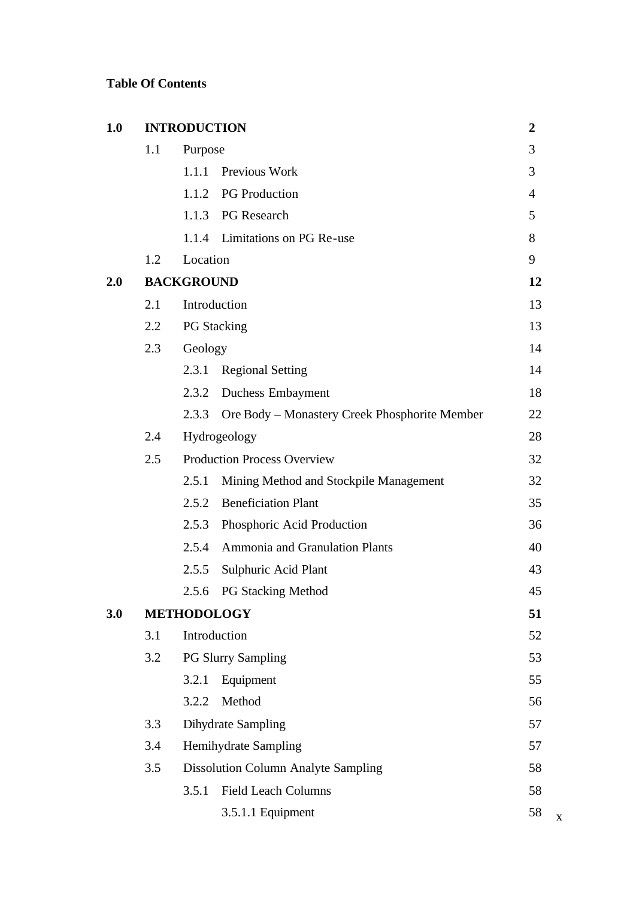**Table Of Contents**

| | | | |
|---|---|---|---|
| **1.0** | **INTRODUCTION** | | **2** |
| | 1.1 | Purpose | 3 |
| | | 1.1.1 Previous Work | 3 |
| | | 1.1.2 PG Production | 4 |
| | | 1.1.3 PG Research | 5 |
| | | 1.1.4 Limitations on PG Re-use | 8 |
| | 1.2 | Location | 9 |
| **2.0** | **BACKGROUND** | | **12** |
| | 2.1 | Introduction | 13 |
| | 2.2 | PG Stacking | 13 |
| | 2.3 | Geology | 14 |
| | | 2.3.1 Regional Setting | 14 |
| | | 2.3.2 Duchess Embayment | 18 |
| | | 2.3.3 Ore Body – Monastery Creek Phosphorite Member | 22 |
| | 2.4 | Hydrogeology | 28 |
| | 2.5 | Production Process Overview | 32 |
| | | 2.5.1 Mining Method and Stockpile Management | 32 |
| | | 2.5.2 Beneficiation Plant | 35 |
| | | 2.5.3 Phosphoric Acid Production | 36 |
| | | 2.5.4 Ammonia and Granulation Plants | 40 |
| | | 2.5.5 Sulphuric Acid Plant | 43 |
| | | 2.5.6 PG Stacking Method | 45 |
| **3.0** | **METHODOLOGY** | | **51** |
| | 3.1 | Introduction | 52 |
| | 3.2 | PG Slurry Sampling | 53 |
| | | 3.2.1 Equipment | 55 |
| | | 3.2.2 Method | 56 |
| | 3.3 | Dihydrate Sampling | 57 |
| | 3.4 | Hemihydrate Sampling | 57 |
| | 3.5 | Dissolution Column Analyte Sampling | 58 |
| | | 3.5.1 Field Leach Columns | 58 |
| | | 3.5.1.1 Equipment | 58 |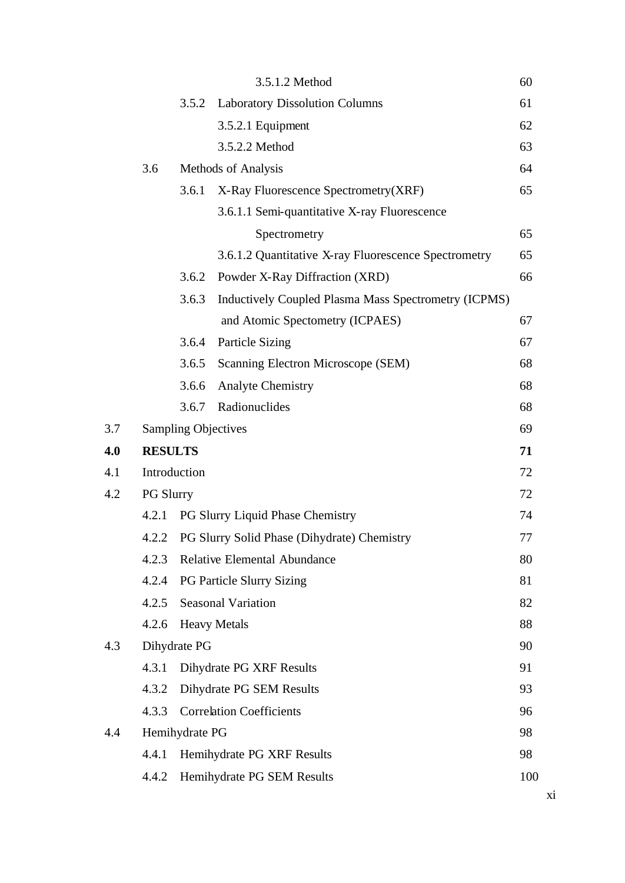| | | | |
|---|---|---|---|
| | | 3.5.1.2 Method | 60 |
| | 3.5.2 | Laboratory Dissolution Columns | 61 |
| | | 3.5.2.1 Equipment | 62 |
| | | 3.5.2.2 Method | 63 |
| | 3.6 | Methods of Analysis | 64 |
| | 3.6.1 | X-Ray Fluorescence Spectrometry(XRF) | 65 |
| | | 3.6.1.1 Semi-quantitative X-ray Fluorescence Spectrometry | 65 |
| | | 3.6.1.2 Quantitative X-ray Fluorescence Spectrometry | 65 |
| | 3.6.2 | Powder X-Ray Diffraction (XRD) | 66 |
| | 3.6.3 | Inductively Coupled Plasma Mass Spectrometry (ICPMS) and Atomic Spectometry (ICPAES) | 67 |
| | 3.6.4 | Particle Sizing | 67 |
| | 3.6.5 | Scanning Electron Microscope (SEM) | 68 |
| | 3.6.6 | Analyte Chemistry | 68 |
| | 3.6.7 | Radionuclides | 68 |
| 3.7 | Sampling Objectives | | 69 |
| **4.0** | **RESULTS** | | **71** |
| 4.1 | Introduction | | 72 |
| 4.2 | PG Slurry | | 72 |
| | 4.2.1 | PG Slurry Liquid Phase Chemistry | 74 |
| | 4.2.2 | PG Slurry Solid Phase (Dihydrate) Chemistry | 77 |
| | 4.2.3 | Relative Elemental Abundance | 80 |
| | 4.2.4 | PG Particle Slurry Sizing | 81 |
| | 4.2.5 | Seasonal Variation | 82 |
| | 4.2.6 | Heavy Metals | 88 |
| 4.3 | Dihydrate PG | | 90 |
| | 4.3.1 | Dihydrate PG XRF Results | 91 |
| | 4.3.2 | Dihydrate PG SEM Results | 93 |
| | 4.3.3 | Correlation Coefficients | 96 |
| 4.4 | Hemihydrate PG | | 98 |
| | 4.4.1 | Hemihydrate PG XRF Results | 98 |
| | 4.4.2 | Hemihydrate PG SEM Results | 100 |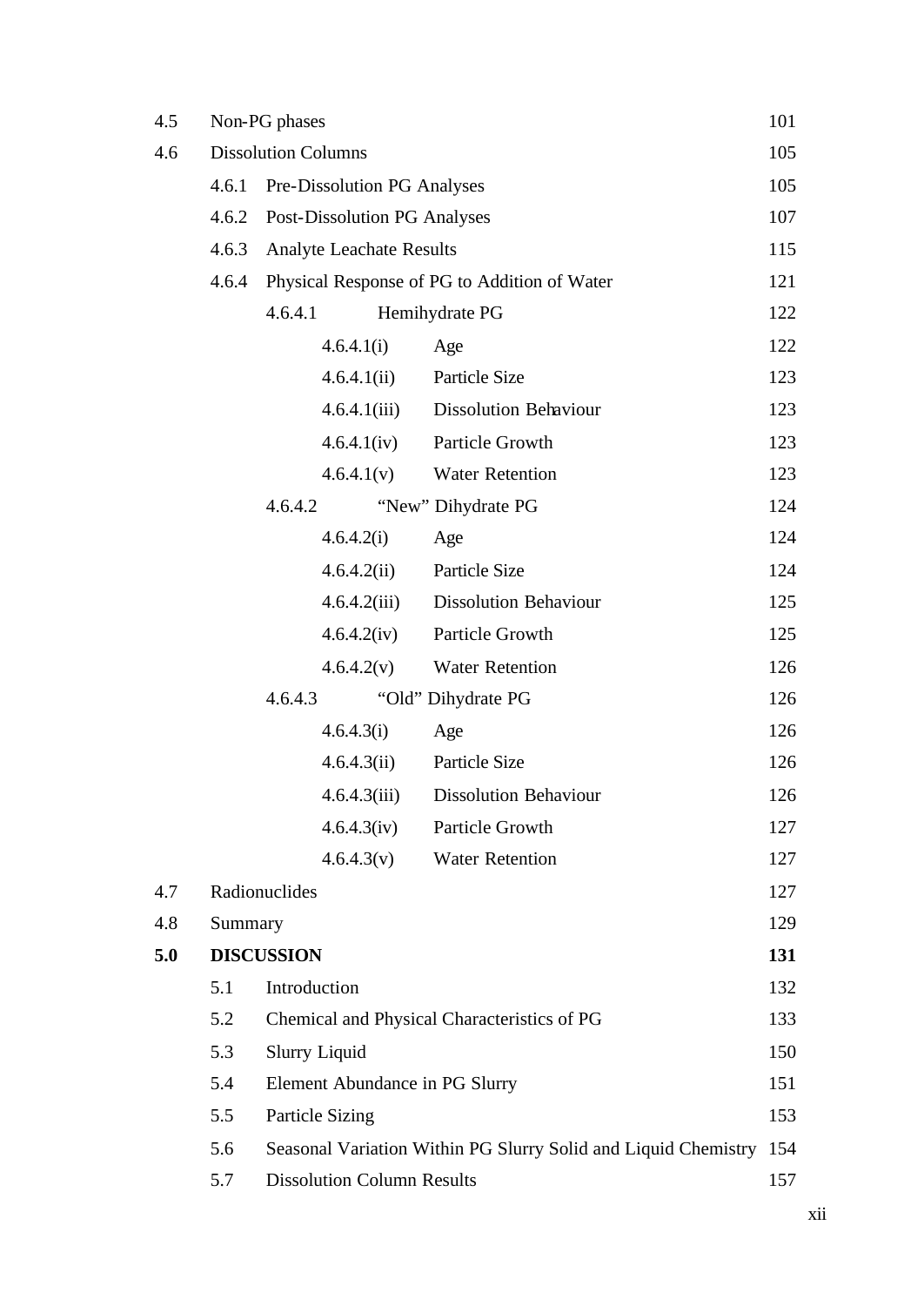| | | | |
|---|---|---|---|
| 4.5 | Non-PG phases | | 101 |
| 4.6 | Dissolution Columns | | 105 |
| | 4.6.1 | Pre-Dissolution PG Analyses | 105 |
| | 4.6.2 | Post-Dissolution PG Analyses | 107 |
| | 4.6.3 | Analyte Leachate Results | 115 |
| | 4.6.4 | Physical Response of PG to Addition of Water | 121 |
| | | 4.6.4.1 Hemihydrate PG | 122 |
| | | 4.6.4.1(i) Age | 122 |
| | | 4.6.4.1(ii) Particle Size | 123 |
| | | 4.6.4.1(iii) Dissolution Behaviour | 123 |
| | | 4.6.4.1(iv) Particle Growth | 123 |
| | | 4.6.4.1(v) Water Retention | 123 |
| | | 4.6.4.2 "New" Dihydrate PG | 124 |
| | | 4.6.4.2(i) Age | 124 |
| | | 4.6.4.2(ii) Particle Size | 124 |
| | | 4.6.4.2(iii) Dissolution Behaviour | 125 |
| | | 4.6.4.2(iv) Particle Growth | 125 |
| | | 4.6.4.2(v) Water Retention | 126 |
| | | 4.6.4.3 "Old" Dihydrate PG | 126 |
| | | 4.6.4.3(i) Age | 126 |
| | | 4.6.4.3(ii) Particle Size | 126 |
| | | 4.6.4.3(iii) Dissolution Behaviour | 126 |
| | | 4.6.4.3(iv) Particle Growth | 127 |
| | | 4.6.4.3(v) Water Retention | 127 |
| 4.7 | Radionuclides | | 127 |
| 4.8 | Summary | | 129 |
| **5.0** | **DISCUSSION** | | **131** |
| | 5.1 | Introduction | 132 |
| | 5.2 | Chemical and Physical Characteristics of PG | 133 |
| | 5.3 | Slurry Liquid | 150 |
| | 5.4 | Element Abundance in PG Slurry | 151 |
| | 5.5 | Particle Sizing | 153 |
| | 5.6 | Seasonal Variation Within PG Slurry Solid and Liquid Chemistry | 154 |
| | 5.7 | Dissolution Column Results | 157 |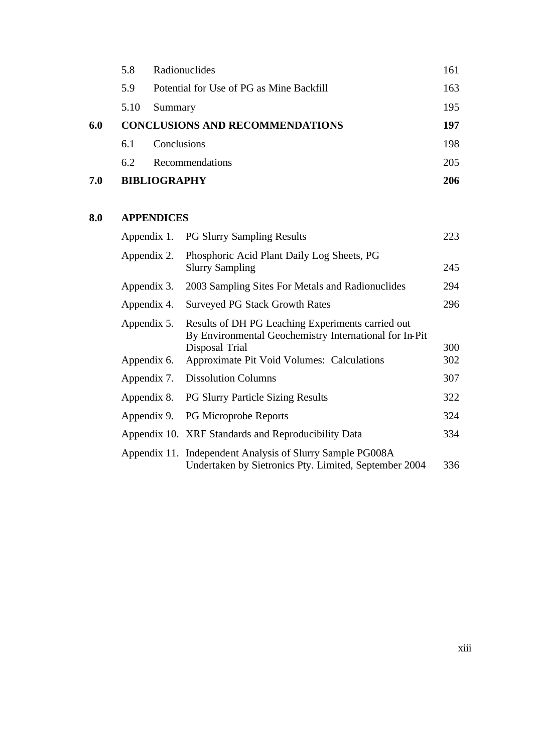| | | | |
|---|---|---|---|
| | 5.8 | Radionuclides | 161 |
| | 5.9 | Potential for Use of PG as Mine Backfill | 163 |
| | 5.10 | Summary | 195 |
| **6.0** | **CONCLUSIONS AND RECOMMENDATIONS** | | **197** |
| | 6.1 | Conclusions | 198 |
| | 6.2 | Recommendations | 205 |
| **7.0** | **BIBLIOGRAPHY** | | **206** |

**8.0 APPENDICES**

| | | |
|---|---|---|
| Appendix 1. | PG Slurry Sampling Results | 223 |
| Appendix 2. | Phosphoric Acid Plant Daily Log Sheets, PG Slurry Sampling | 245 |
| Appendix 3. | 2003 Sampling Sites For Metals and Radionuclides | 294 |
| Appendix 4. | Surveyed PG Stack Growth Rates | 296 |
| Appendix 5. | Results of DH PG Leaching Experiments carried out By Environmental Geochemistry International for In-Pit Disposal Trial | 300 |
| Appendix 6. | Approximate Pit Void Volumes: Calculations | 302 |
| Appendix 7. | Dissolution Columns | 307 |
| Appendix 8. | PG Slurry Particle Sizing Results | 322 |
| Appendix 9. | PG Microprobe Reports | 324 |
| Appendix 10. | XRF Standards and Reproducibility Data | 334 |
| Appendix 11. | Independent Analysis of Slurry Sample PG008A Undertaken by Sietronics Pty. Limited, September 2004 | 336 |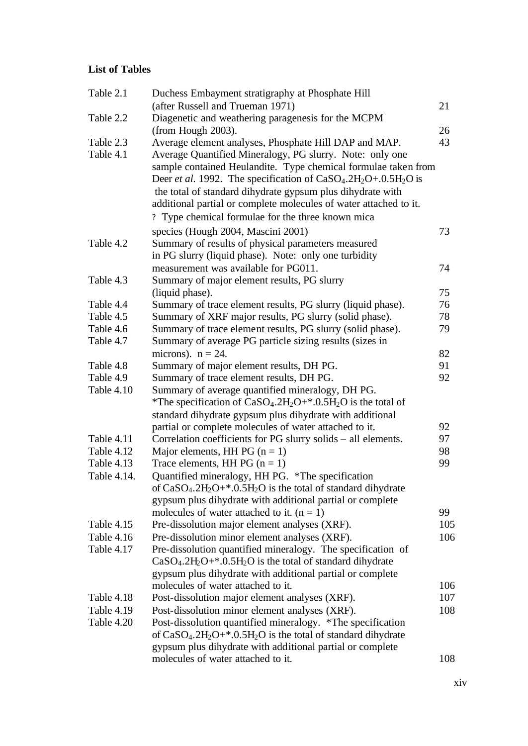**List of Tables**

| | | |
|---|---|---|
| Table 2.1 | Duchess Embayment stratigraphy at Phosphate Hill (after Russell and Trueman 1971) | 21 |
| Table 2.2 | Diagenetic and weathering paragenesis for the MCPM (from Hough 2003). | 26 |
| Table 2.3 | Average element analyses, Phosphate Hill DAP and MAP. | 43 |
| Table 4.1 | Average Quantified Mineralogy, PG slurry. Note: only one sample contained Heulandite. Type chemical formulae taken from Deer *et al.* 1992. The specification of $CaSO_4.2H_2O$+.$0.5H_2O$ is the total of standard dihydrate gypsum plus dihydrate with additional partial or complete molecules of water attached to it. ? Type chemical formulae for the three known mica species (Hough 2004, Mascini 2001) | 73 |
| Table 4.2 | Summary of results of physical parameters measured in PG slurry (liquid phase). Note: only one turbidity measurement was available for PG011. | 74 |
| Table 4.3 | Summary of major element results, PG slurry (liquid phase). | 75 |
| Table 4.4 | Summary of trace element results, PG slurry (liquid phase). | 76 |
| Table 4.5 | Summary of XRF major results, PG slurry (solid phase). | 78 |
| Table 4.6 | Summary of trace element results, PG slurry (solid phase). | 79 |
| Table 4.7 | Summary of average PG particle sizing results (sizes in microns). n = 24. | 82 |
| Table 4.8 | Summary of major element results, DH PG. | 91 |
| Table 4.9 | Summary of trace element results, DH PG. | 92 |
| Table 4.10 | Summary of average quantified mineralogy, DH PG. *The specification of $CaSO_4.2H_2O$+*.$0.5H_2O$ is the total of standard dihydrate gypsum plus dihydrate with additional partial or complete molecules of water attached to it. | 92 |
| Table 4.11 | Correlation coefficients for PG slurry solids – all elements. | 97 |
| Table 4.12 | Major elements, HH PG (n = 1) | 98 |
| Table 4.13 | Trace elements, HH PG (n = 1) | 99 |
| Table 4.14. | Quantified mineralogy, HH PG. *The specification of $CaSO_4.2H_2O$+*.$0.5H_2O$ is the total of standard dihydrate gypsum plus dihydrate with additional partial or complete molecules of water attached to it. (n = 1) | 99 |
| Table 4.15 | Pre-dissolution major element analyses (XRF). | 105 |
| Table 4.16 | Pre-dissolution minor element analyses (XRF). | 106 |
| Table 4.17 | Pre-dissolution quantified mineralogy. The specification of $CaSO_4.2H_2O$+*.$0.5H_2O$ is the total of standard dihydrate gypsum plus dihydrate with additional partial or complete molecules of water attached to it. | 106 |
| Table 4.18 | Post-dissolution major element analyses (XRF). | 107 |
| Table 4.19 | Post-dissolution minor element analyses (XRF). | 108 |
| Table 4.20 | Post-dissolution quantified mineralogy. *The specification of $CaSO_4.2H_2O$+*.$0.5H_2O$ is the total of standard dihydrate gypsum plus dihydrate with additional partial or complete molecules of water attached to it. | 108 |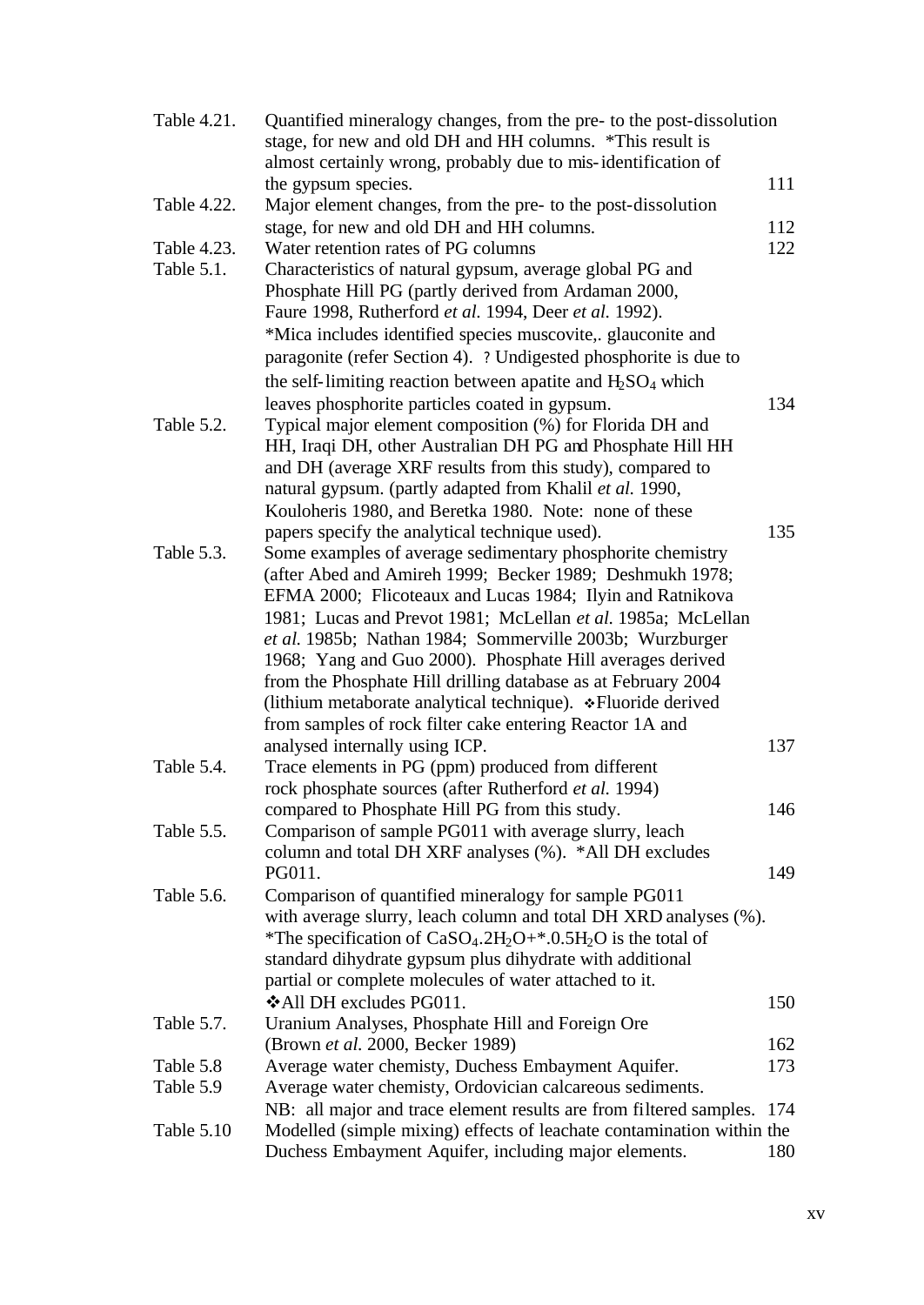| | | |
|---|---|---|
| Table 4.21. | Quantified mineralogy changes, from the pre- to the post-dissolution stage, for new and old DH and HH columns. *This result is almost certainly wrong, probably due to mis-identification of the gypsum species. | 111 |
| Table 4.22. | Major element changes, from the pre- to the post-dissolution stage, for new and old DH and HH columns. | 112 |
| Table 4.23. | Water retention rates of PG columns | 122 |
| Table 5.1. | Characteristics of natural gypsum, average global PG and Phosphate Hill PG (partly derived from Ardaman 2000, Faure 1998, Rutherford *et al.* 1994, Deer *et al.* 1992). *Mica includes identified species muscovite,. glauconite and paragonite (refer Section 4). ? Undigested phosphorite is due to the self-limiting reaction between apatite and $H_2SO_4$ which leaves phosphorite particles coated in gypsum. | 134 |
| Table 5.2. | Typical major element composition (%) for Florida DH and HH, Iraqi DH, other Australian DH PG and Phosphate Hill HH and DH (average XRF results from this study), compared to natural gypsum. (partly adapted from Khalil *et al.* 1990, Kouloheris 1980, and Beretka 1980. Note: none of these papers specify the analytical technique used). | 135 |
| Table 5.3. | Some examples of average sedimentary phosphorite chemistry (after Abed and Amireh 1999; Becker 1989; Deshmukh 1978; EFMA 2000; Flicoteaux and Lucas 1984; Ilyin and Ratnikova 1981; Lucas and Prevot 1981; McLellan *et al.* 1985a; McLellan *et al.* 1985b; Nathan 1984; Sommerville 2003b; Wurzburger 1968; Yang and Guo 2000). Phosphate Hill averages derived from the Phosphate Hill drilling database as at February 2004 (lithium metaborate analytical technique). ❖Fluoride derived from samples of rock filter cake entering Reactor 1A and analysed internally using ICP. | 137 |
| Table 5.4. | Trace elements in PG (ppm) produced from different rock phosphate sources (after Rutherford *et al.* 1994) compared to Phosphate Hill PG from this study. | 146 |
| Table 5.5. | Comparison of sample PG011 with average slurry, leach column and total DH XRF analyses (%). *All DH excludes PG011. | 149 |
| Table 5.6. | Comparison of quantified mineralogy for sample PG011 with average slurry, leach column and total DH XRD analyses (%). *The specification of $CaSO_4.2H_2O$+*.$0.5H_2O$ is the total of standard dihydrate gypsum plus dihydrate with additional partial or complete molecules of water attached to it. ❖All DH excludes PG011. | 150 |
| Table 5.7. | Uranium Analyses, Phosphate Hill and Foreign Ore (Brown *et al.* 2000, Becker 1989) | 162 |
| Table 5.8 | Average water chemisty, Duchess Embayment Aquifer. | 173 |
| Table 5.9 | Average water chemisty, Ordovician calcareous sediments. NB: all major and trace element results are from filtered samples. | 174 |
| Table 5.10 | Modelled (simple mixing) effects of leachate contamination within the Duchess Embayment Aquifer, including major elements. | 180 |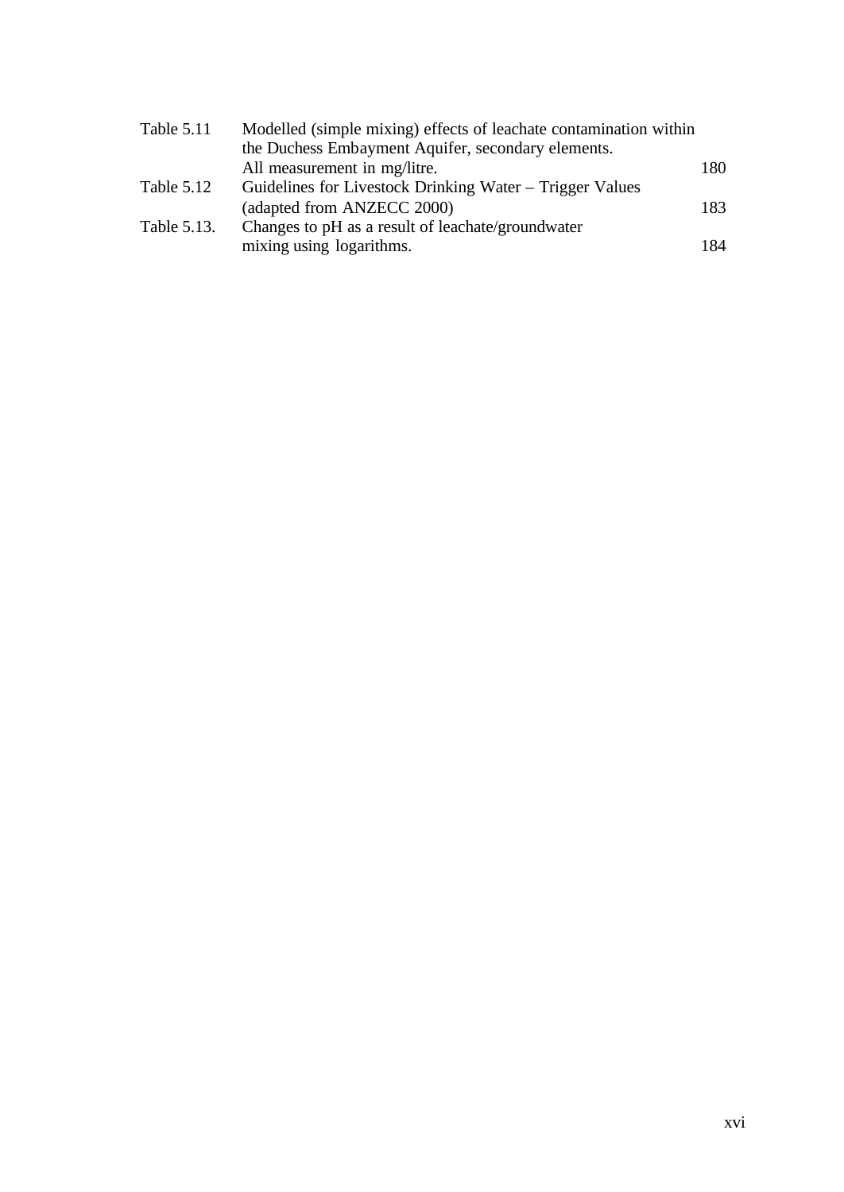| | | |
|---|---|---|
| Table 5.11 | Modelled (simple mixing) effects of leachate contamination within the Duchess Embayment Aquifer, secondary elements. All measurement in mg/litre. | 180 |
| Table 5.12 | Guidelines for Livestock Drinking Water – Trigger Values (adapted from ANZECC 2000) | 183 |
| Table 5.13. | Changes to pH as a result of leachate/groundwater mixing using logarithms. | 184 |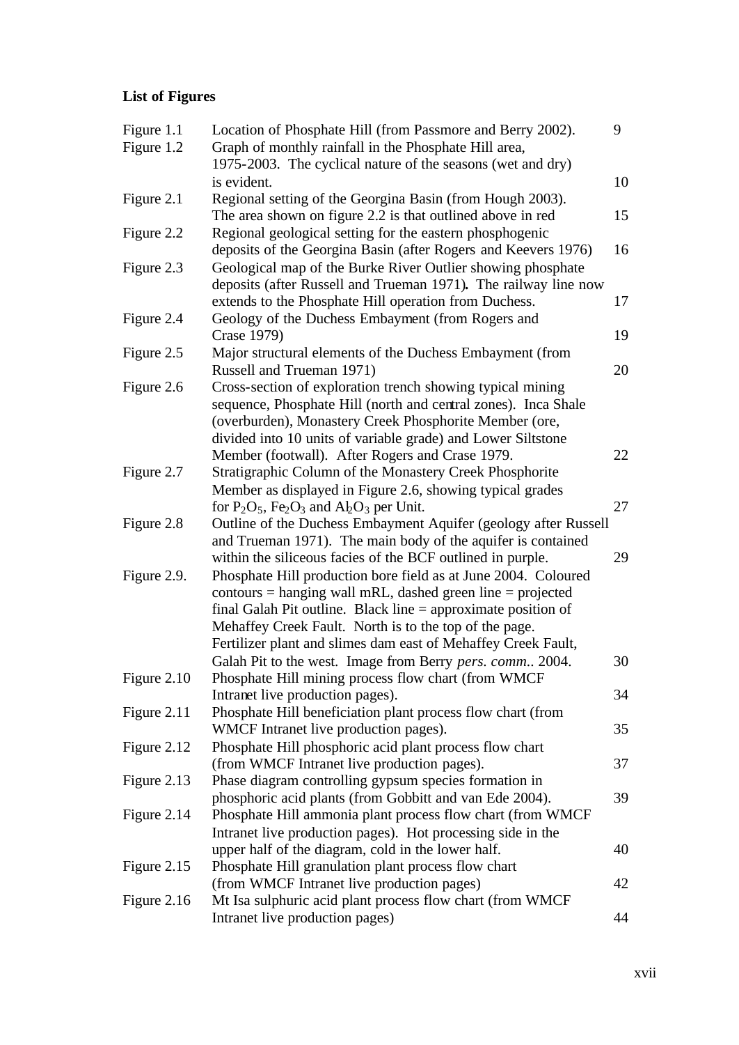## List of Figures

| Figure | Description | Page |
|---|---|---|
| Figure 1.1 | Location of Phosphate Hill (from Passmore and Berry 2002). | 9 |
| Figure 1.2 | Graph of monthly rainfall in the Phosphate Hill area, 1975-2003. The cyclical nature of the seasons (wet and dry) is evident. | 10 |
| Figure 2.1 | Regional setting of the Georgina Basin (from Hough 2003). The area shown on figure 2.2 is that outlined above in red | 15 |
| Figure 2.2 | Regional geological setting for the eastern phosphogenic deposits of the Georgina Basin (after Rogers and Keevers 1976) | 16 |
| Figure 2.3 | Geological map of the Burke River Outlier showing phosphate deposits (after Russell and Trueman 1971). The railway line now extends to the Phosphate Hill operation from Duchess. | 17 |
| Figure 2.4 | Geology of the Duchess Embayment (from Rogers and Crase 1979) | 19 |
| Figure 2.5 | Major structural elements of the Duchess Embayment (from Russell and Trueman 1971) | 20 |
| Figure 2.6 | Cross-section of exploration trench showing typical mining sequence, Phosphate Hill (north and central zones). Inca Shale (overburden), Monastery Creek Phosphorite Member (ore, divided into 10 units of variable grade) and Lower Siltstone Member (footwall). After Rogers and Crase 1979. | 22 |
| Figure 2.7 | Stratigraphic Column of the Monastery Creek Phosphorite Member as displayed in Figure 2.6, showing typical grades for $P_2O_5$, $Fe_2O_3$ and $Al_2O_3$ per Unit. | 27 |
| Figure 2.8 | Outline of the Duchess Embayment Aquifer (geology after Russell and Trueman 1971). The main body of the aquifer is contained within the siliceous facies of the BCF outlined in purple. | 29 |
| Figure 2.9. | Phosphate Hill production bore field as at June 2004. Coloured contours = hanging wall mRL, dashed green line = projected final Galah Pit outline. Black line = approximate position of Mehaffey Creek Fault. North is to the top of the page. Fertilizer plant and slimes dam east of Mehaffey Creek Fault, Galah Pit to the west. Image from Berry *pers. comm.*. 2004. | 30 |
| Figure 2.10 | Phosphate Hill mining process flow chart (from WMCF Intranet live production pages). | 34 |
| Figure 2.11 | Phosphate Hill beneficiation plant process flow chart (from WMCF Intranet live production pages). | 35 |
| Figure 2.12 | Phosphate Hill phosphoric acid plant process flow chart (from WMCF Intranet live production pages). | 37 |
| Figure 2.13 | Phase diagram controlling gypsum species formation in phosphoric acid plants (from Gobbitt and van Ede 2004). | 39 |
| Figure 2.14 | Phosphate Hill ammonia plant process flow chart (from WMCF Intranet live production pages). Hot processing side in the upper half of the diagram, cold in the lower half. | 40 |
| Figure 2.15 | Phosphate Hill granulation plant process flow chart (from WMCF Intranet live production pages) | 42 |
| Figure 2.16 | Mt Isa sulphuric acid plant process flow chart (from WMCF Intranet live production pages) | 44 |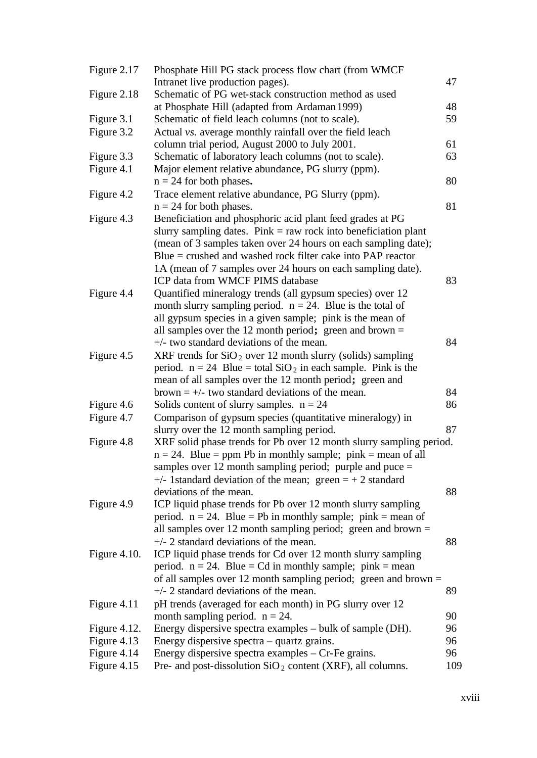| | | |
|---|---|---|
| Figure 2.17 | Phosphate Hill PG stack process flow chart (from WMCF Intranet live production pages). | 47 |
| Figure 2.18 | Schematic of PG wet-stack construction method as used at Phosphate Hill (adapted from Ardaman 1999) | 48 |
| Figure 3.1 | Schematic of field leach columns (not to scale). | 59 |
| Figure 3.2 | Actual *vs.* average monthly rainfall over the field leach column trial period, August 2000 to July 2001. | 61 |
| Figure 3.3 | Schematic of laboratory leach columns (not to scale). | 63 |
| Figure 4.1 | Major element relative abundance, PG slurry (ppm). n = 24 for both phases**.** | 80 |
| Figure 4.2 | Trace element relative abundance, PG Slurry (ppm). n = 24 for both phases. | 81 |
| Figure 4.3 | Beneficiation and phosphoric acid plant feed grades at PG slurry sampling dates. Pink = raw rock into beneficiation plant (mean of 3 samples taken over 24 hours on each sampling date); Blue = crushed and washed rock filter cake into PAP reactor 1A (mean of 7 samples over 24 hours on each sampling date). ICP data from WMCF PIMS database | 83 |
| Figure 4.4 | Quantified mineralogy trends (all gypsum species) over 12 month slurry sampling period. n = 24. Blue is the total of all gypsum species in a given sample; pink is the mean of all samples over the 12 month period**;** green and brown = +/- two standard deviations of the mean. | 84 |
| Figure 4.5 | XRF trends for $SiO_2$ over 12 month slurry (solids) sampling period. n = 24 Blue = total $SiO_2$ in each sample. Pink is the mean of all samples over the 12 month period**;** green and brown = +/- two standard deviations of the mean. | 84 |
| Figure 4.6 | Solids content of slurry samples. n = 24 | 86 |
| Figure 4.7 | Comparison of gypsum species (quantitative mineralogy) in slurry over the 12 month sampling period. | 87 |
| Figure 4.8 | XRF solid phase trends for Pb over 12 month slurry sampling period. n = 24. Blue = ppm Pb in monthly sample; pink = mean of all samples over 12 month sampling period; purple and puce = +/- 1standard deviation of the mean; green = + 2 standard deviations of the mean. | 88 |
| Figure 4.9 | ICP liquid phase trends for Pb over 12 month slurry sampling period. n = 24. Blue = Pb in monthly sample; pink = mean of all samples over 12 month sampling period; green and brown = +/- 2 standard deviations of the mean. | 88 |
| Figure 4.10. | ICP liquid phase trends for Cd over 12 month slurry sampling period. n = 24. Blue = Cd in monthly sample; pink = mean of all samples over 12 month sampling period; green and brown = +/- 2 standard deviations of the mean. | 89 |
| Figure 4.11 | pH trends (averaged for each month) in PG slurry over 12 month sampling period. n = 24. | 90 |
| Figure 4.12. | Energy dispersive spectra examples – bulk of sample (DH). | 96 |
| Figure 4.13 | Energy dispersive spectra – quartz grains. | 96 |
| Figure 4.14 | Energy dispersive spectra examples – Cr-Fe grains. | 96 |
| Figure 4.15 | Pre- and post-dissolution $SiO_2$ content (XRF), all columns. | 109 |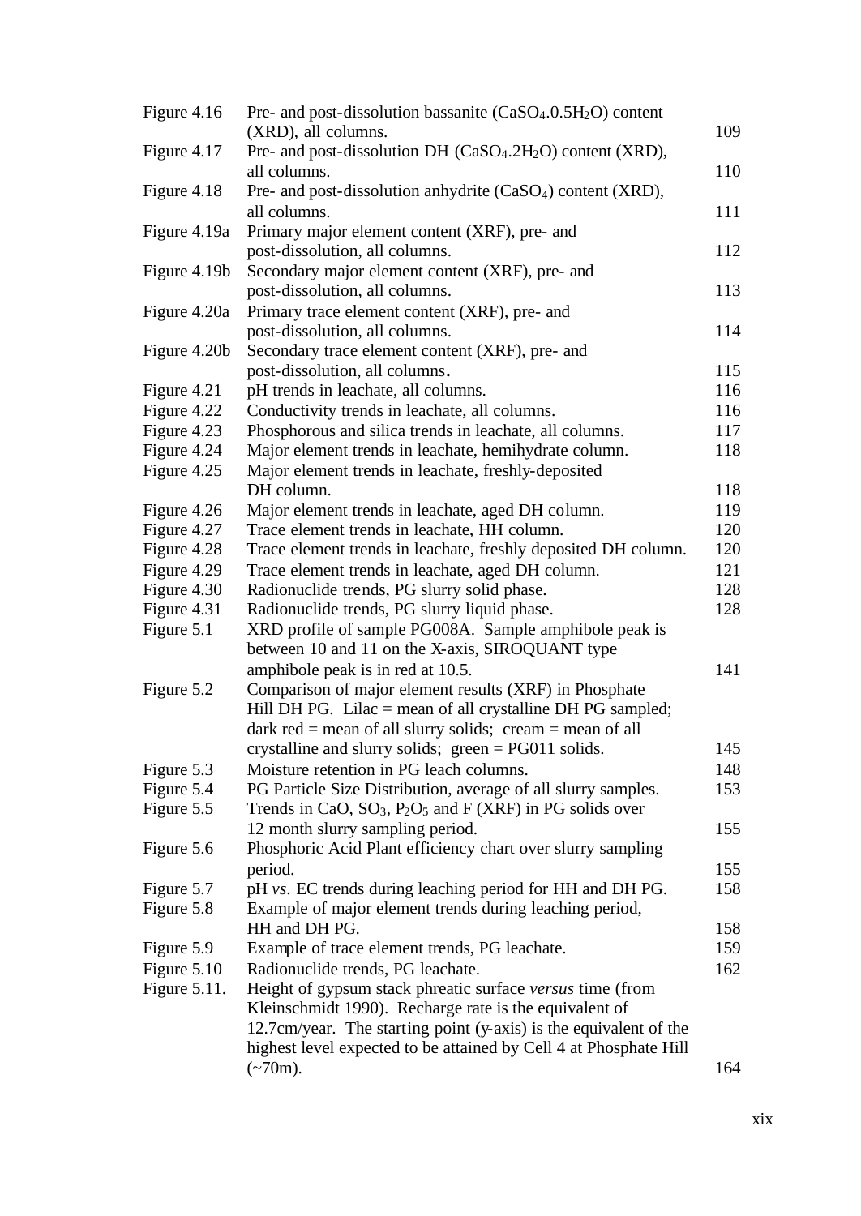| | | |
|---|---|---|
| Figure 4.16 | Pre- and post-dissolution bassanite ($CaSO_4.0.5H_2O$) content (XRD), all columns. | 109 |
| Figure 4.17 | Pre- and post-dissolution DH ($CaSO_4.2H_2O$) content (XRD), all columns. | 110 |
| Figure 4.18 | Pre- and post-dissolution anhydrite ($CaSO_4$) content (XRD), all columns. | 111 |
| Figure 4.19a | Primary major element content (XRF), pre- and post-dissolution, all columns. | 112 |
| Figure 4.19b | Secondary major element content (XRF), pre- and post-dissolution, all columns. | 113 |
| Figure 4.20a | Primary trace element content (XRF), pre- and post-dissolution, all columns. | 114 |
| Figure 4.20b | Secondary trace element content (XRF), pre- and post-dissolution, all columns. | 115 |
| Figure 4.21 | pH trends in leachate, all columns. | 116 |
| Figure 4.22 | Conductivity trends in leachate, all columns. | 116 |
| Figure 4.23 | Phosphorous and silica trends in leachate, all columns. | 117 |
| Figure 4.24 | Major element trends in leachate, hemihydrate column. | 118 |
| Figure 4.25 | Major element trends in leachate, freshly-deposited DH column. | 118 |
| Figure 4.26 | Major element trends in leachate, aged DH column. | 119 |
| Figure 4.27 | Trace element trends in leachate, HH column. | 120 |
| Figure 4.28 | Trace element trends in leachate, freshly deposited DH column. | 120 |
| Figure 4.29 | Trace element trends in leachate, aged DH column. | 121 |
| Figure 4.30 | Radionuclide trends, PG slurry solid phase. | 128 |
| Figure 4.31 | Radionuclide trends, PG slurry liquid phase. | 128 |
| Figure 5.1 | XRD profile of sample PG008A. Sample amphibole peak is between 10 and 11 on the X-axis, SIROQUANT type amphibole peak is in red at 10.5. | 141 |
| Figure 5.2 | Comparison of major element results (XRF) in Phosphate Hill DH PG. Lilac = mean of all crystalline DH PG sampled; dark red = mean of all slurry solids; cream = mean of all crystalline and slurry solids; green = PG011 solids. | 145 |
| Figure 5.3 | Moisture retention in PG leach columns. | 148 |
| Figure 5.4 | PG Particle Size Distribution, average of all slurry samples. | 153 |
| Figure 5.5 | Trends in CaO, $SO_3$, $P_2O_5$ and F (XRF) in PG solids over 12 month slurry sampling period. | 155 |
| Figure 5.6 | Phosphoric Acid Plant efficiency chart over slurry sampling period. | 155 |
| Figure 5.7 | pH *vs*. EC trends during leaching period for HH and DH PG. | 158 |
| Figure 5.8 | Example of major element trends during leaching period, HH and DH PG. | 158 |
| Figure 5.9 | Example of trace element trends, PG leachate. | 159 |
| Figure 5.10 | Radionuclide trends, PG leachate. | 162 |
| Figure 5.11. | Height of gypsum stack phreatic surface *versus* time (from Kleinschmidt 1990). Recharge rate is the equivalent of 12.7cm/year. The starting point (y-axis) is the equivalent of the highest level expected to be attained by Cell 4 at Phosphate Hill (~70m). | 164 |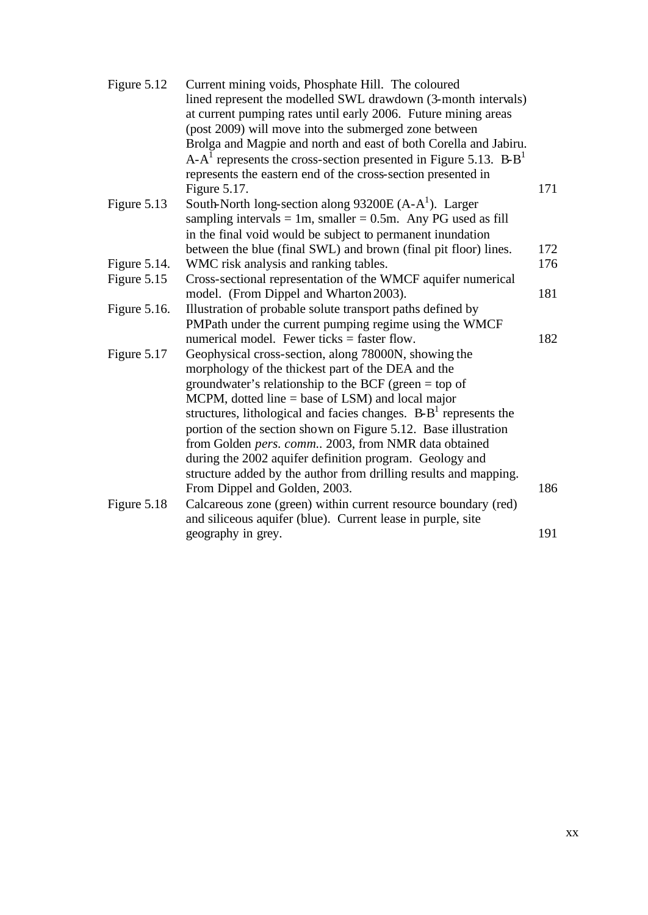| | | |
|---|---|---|
| Figure 5.12 | Current mining voids, Phosphate Hill. The coloured lined represent the modelled SWL drawdown (3-month intervals) at current pumping rates until early 2006. Future mining areas (post 2009) will move into the submerged zone between Brolga and Magpie and north and east of both Corella and Jabiru. A-A[1] represents the cross-section presented in Figure 5.13. B-B[1] represents the eastern end of the cross-section presented in Figure 5.17. | 171 |
| Figure 5.13 | South-North long-section along 93200E (A-A[1]). Larger sampling intervals = 1m, smaller = 0.5m. Any PG used as fill in the final void would be subject to permanent inundation between the blue (final SWL) and brown (final pit floor) lines. | 172 |
| Figure 5.14. | WMC risk analysis and ranking tables. | 176 |
| Figure 5.15 | Cross-sectional representation of the WMCF aquifer numerical model. (From Dippel and Wharton 2003). | 181 |
| Figure 5.16. | Illustration of probable solute transport paths defined by PMPath under the current pumping regime using the WMCF numerical model. Fewer ticks = faster flow. | 182 |
| Figure 5.17 | Geophysical cross-section, along 78000N, showing the morphology of the thickest part of the DEA and the groundwater's relationship to the BCF (green = top of MCPM, dotted line = base of LSM) and local major structures, lithological and facies changes. B-B[1] represents the portion of the section shown on Figure 5.12. Base illustration from Golden *pers. comm.*. 2003, from NMR data obtained during the 2002 aquifer definition program. Geology and structure added by the author from drilling results and mapping. From Dippel and Golden, 2003. | 186 |
| Figure 5.18 | Calcareous zone (green) within current resource boundary (red) and siliceous aquifer (blue). Current lease in purple, site geography in grey. | 191 |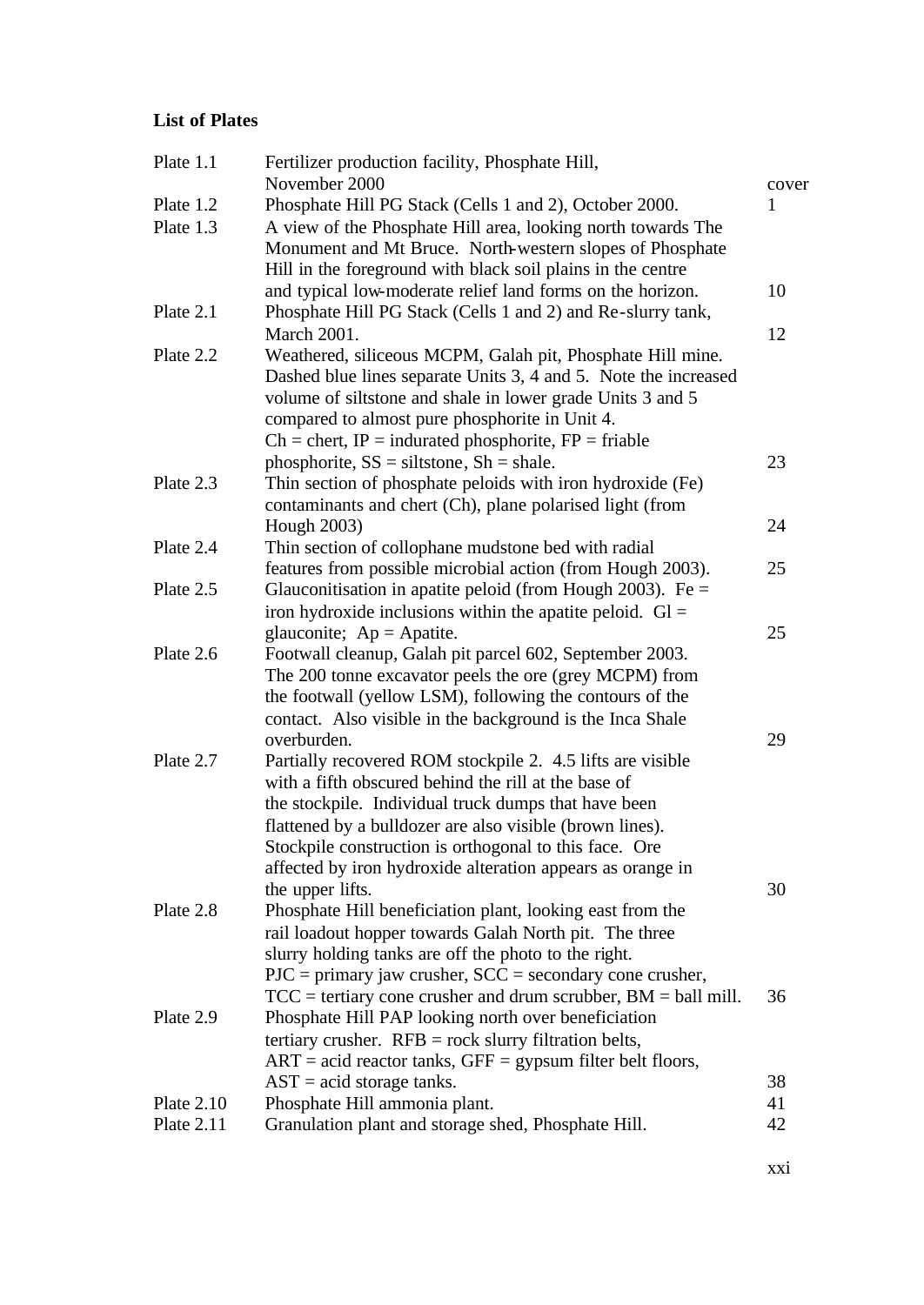## List of Plates

| Plate | Description | Page |
|---|---|---|
| Plate 1.1 | Fertilizer production facility, Phosphate Hill, November 2000 | cover |
| Plate 1.2 | Phosphate Hill PG Stack (Cells 1 and 2), October 2000. | 1 |
| Plate 1.3 | A view of the Phosphate Hill area, looking north towards The Monument and Mt Bruce. North-western slopes of Phosphate Hill in the foreground with black soil plains in the centre and typical low-moderate relief land forms on the horizon. | 10 |
| Plate 2.1 | Phosphate Hill PG Stack (Cells 1 and 2) and Re-slurry tank, March 2001. | 12 |
| Plate 2.2 | Weathered, siliceous MCPM, Galah pit, Phosphate Hill mine. Dashed blue lines separate Units 3, 4 and 5. Note the increased volume of siltstone and shale in lower grade Units 3 and 5 compared to almost pure phosphorite in Unit 4. Ch = chert, IP = indurated phosphorite, FP = friable phosphorite, SS = siltstone, Sh = shale. | 23 |
| Plate 2.3 | Thin section of phosphate peloids with iron hydroxide (Fe) contaminants and chert (Ch), plane polarised light (from Hough 2003) | 24 |
| Plate 2.4 | Thin section of collophane mudstone bed with radial features from possible microbial action (from Hough 2003). | 25 |
| Plate 2.5 | Glauconitisation in apatite peloid (from Hough 2003). Fe = iron hydroxide inclusions within the apatite peloid. Gl = glauconite; Ap = Apatite. | 25 |
| Plate 2.6 | Footwall cleanup, Galah pit parcel 602, September 2003. The 200 tonne excavator peels the ore (grey MCPM) from the footwall (yellow LSM), following the contours of the contact. Also visible in the background is the Inca Shale overburden. | 29 |
| Plate 2.7 | Partially recovered ROM stockpile 2. 4.5 lifts are visible with a fifth obscured behind the rill at the base of the stockpile. Individual truck dumps that have been flattened by a bulldozer are also visible (brown lines). Stockpile construction is orthogonal to this face. Ore affected by iron hydroxide alteration appears as orange in the upper lifts. | 30 |
| Plate 2.8 | Phosphate Hill beneficiation plant, looking east from the rail loadout hopper towards Galah North pit. The three slurry holding tanks are off the photo to the right. PJC = primary jaw crusher, SCC = secondary cone crusher, TCC = tertiary cone crusher and drum scrubber, BM = ball mill. | 36 |
| Plate 2.9 | Phosphate Hill PAP looking north over beneficiation tertiary crusher. RFB = rock slurry filtration belts, ART = acid reactor tanks, GFF = gypsum filter belt floors, AST = acid storage tanks. | 38 |
| Plate 2.10 | Phosphate Hill ammonia plant. | 41 |
| Plate 2.11 | Granulation plant and storage shed, Phosphate Hill. | 42 |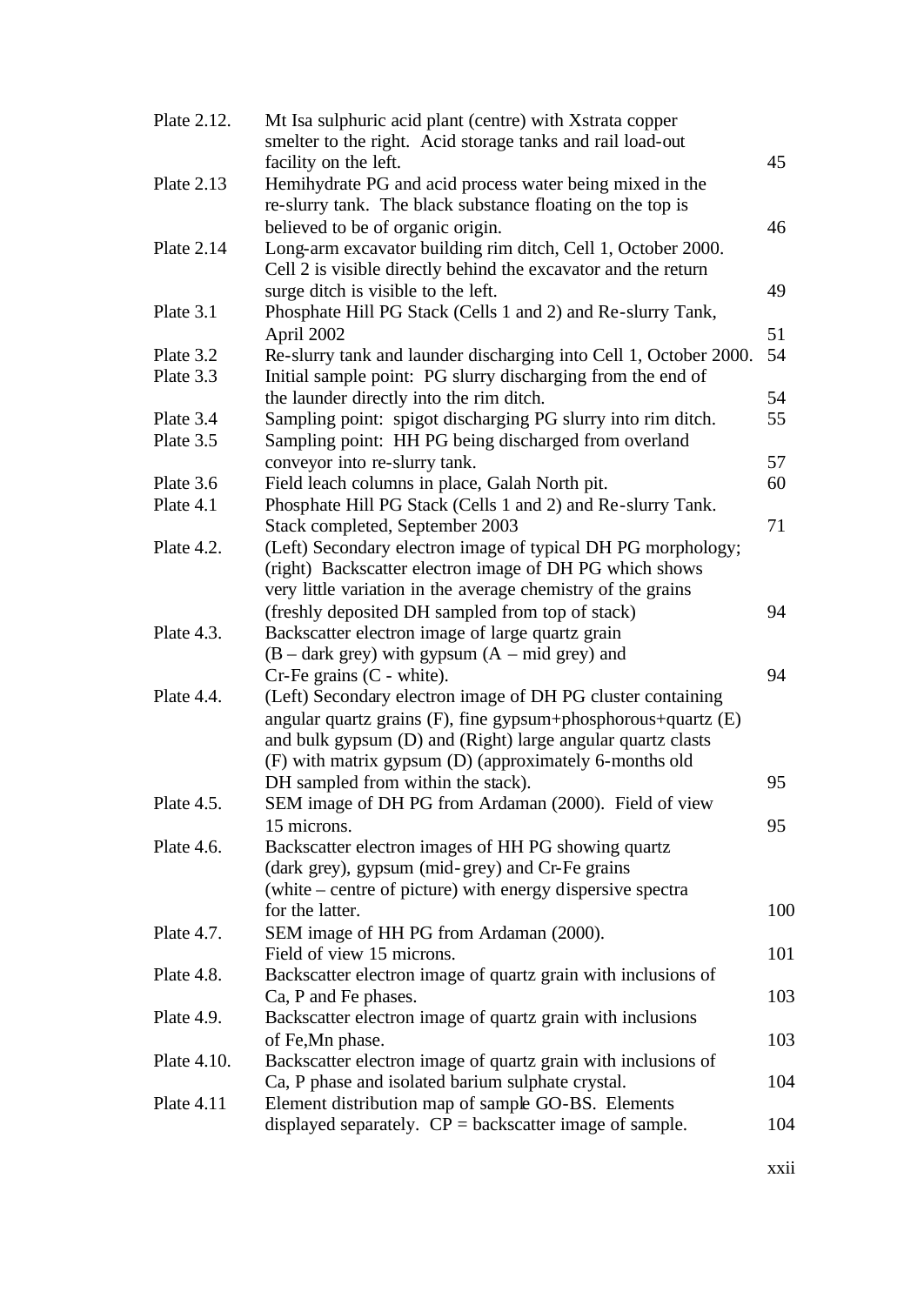| | | |
|---|---|---|
| Plate 2.12. | Mt Isa sulphuric acid plant (centre) with Xstrata copper smelter to the right. Acid storage tanks and rail load-out facility on the left. | 45 |
| Plate 2.13 | Hemihydrate PG and acid process water being mixed in the re-slurry tank. The black substance floating on the top is believed to be of organic origin. | 46 |
| Plate 2.14 | Long-arm excavator building rim ditch, Cell 1, October 2000. Cell 2 is visible directly behind the excavator and the return surge ditch is visible to the left. | 49 |
| Plate 3.1 | Phosphate Hill PG Stack (Cells 1 and 2) and Re-slurry Tank, April 2002 | 51 |
| Plate 3.2 | Re-slurry tank and launder discharging into Cell 1, October 2000. | 54 |
| Plate 3.3 | Initial sample point: PG slurry discharging from the end of the launder directly into the rim ditch. | 54 |
| Plate 3.4 | Sampling point: spigot discharging PG slurry into rim ditch. | 55 |
| Plate 3.5 | Sampling point: HH PG being discharged from overland conveyor into re-slurry tank. | 57 |
| Plate 3.6 | Field leach columns in place, Galah North pit. | 60 |
| Plate 4.1 | Phosphate Hill PG Stack (Cells 1 and 2) and Re-slurry Tank. Stack completed, September 2003 | 71 |
| Plate 4.2. | (Left) Secondary electron image of typical DH PG morphology; (right) Backscatter electron image of DH PG which shows very little variation in the average chemistry of the grains (freshly deposited DH sampled from top of stack) | 94 |
| Plate 4.3. | Backscatter electron image of large quartz grain (B – dark grey) with gypsum (A – mid grey) and Cr-Fe grains (C - white). | 94 |
| Plate 4.4. | (Left) Secondary electron image of DH PG cluster containing angular quartz grains (F), fine gypsum+phosphorous+quartz (E) and bulk gypsum (D) and (Right) large angular quartz clasts (F) with matrix gypsum (D) (approximately 6-months old DH sampled from within the stack). | 95 |
| Plate 4.5. | SEM image of DH PG from Ardaman (2000). Field of view 15 microns. | 95 |
| Plate 4.6. | Backscatter electron images of HH PG showing quartz (dark grey), gypsum (mid-grey) and Cr-Fe grains (white – centre of picture) with energy dispersive spectra for the latter. | 100 |
| Plate 4.7. | SEM image of HH PG from Ardaman (2000). Field of view 15 microns. | 101 |
| Plate 4.8. | Backscatter electron image of quartz grain with inclusions of Ca, P and Fe phases. | 103 |
| Plate 4.9. | Backscatter electron image of quartz grain with inclusions of Fe,Mn phase. | 103 |
| Plate 4.10. | Backscatter electron image of quartz grain with inclusions of Ca, P phase and isolated barium sulphate crystal. | 104 |
| Plate 4.11 | Element distribution map of sample GO-BS. Elements displayed separately. CP = backscatter image of sample. | 104 |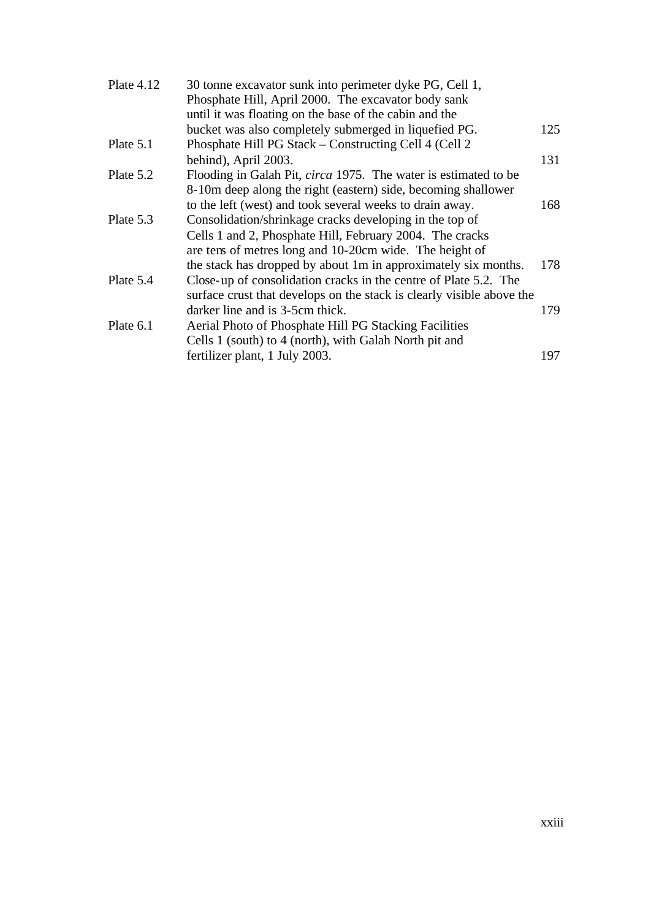| | | |
|---|---|---|
| Plate 4.12 | 30 tonne excavator sunk into perimeter dyke PG, Cell 1, Phosphate Hill, April 2000. The excavator body sank until it was floating on the base of the cabin and the bucket was also completely submerged in liquefied PG. | 125 |
| Plate 5.1 | Phosphate Hill PG Stack – Constructing Cell 4 (Cell 2 behind), April 2003. | 131 |
| Plate 5.2 | Flooding in Galah Pit, *circa* 1975. The water is estimated to be 8-10m deep along the right (eastern) side, becoming shallower to the left (west) and took several weeks to drain away. | 168 |
| Plate 5.3 | Consolidation/shrinkage cracks developing in the top of Cells 1 and 2, Phosphate Hill, February 2004. The cracks are tens of metres long and 10-20cm wide. The height of the stack has dropped by about 1m in approximately six months. | 178 |
| Plate 5.4 | Close-up of consolidation cracks in the centre of Plate 5.2. The surface crust that develops on the stack is clearly visible above the darker line and is 3-5cm thick. | 179 |
| Plate 6.1 | Aerial Photo of Phosphate Hill PG Stacking Facilities Cells 1 (south) to 4 (north), with Galah North pit and fertilizer plant, 1 July 2003. | 197 |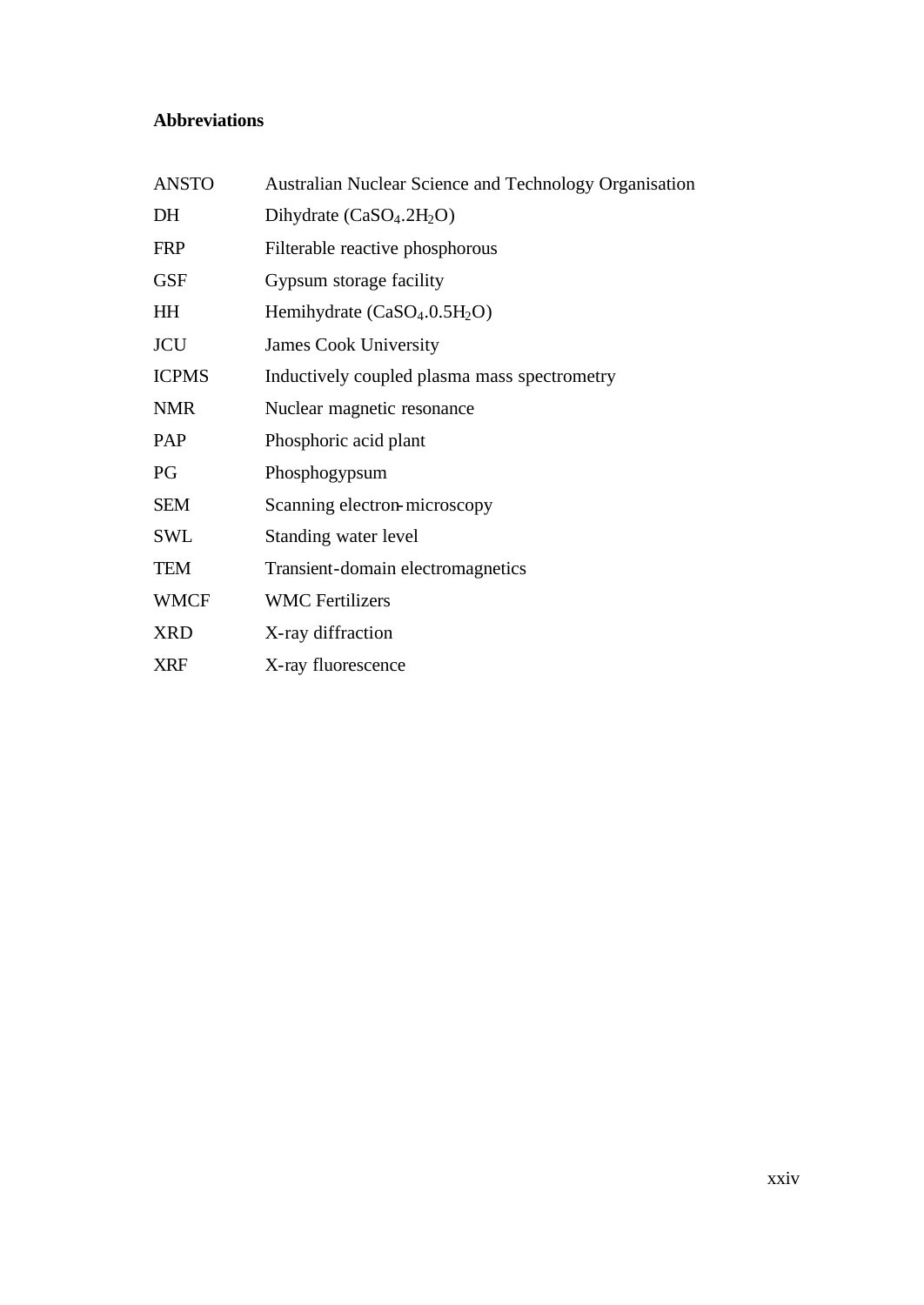**Abbreviations**

| | |
|---|---|
| ANSTO | Australian Nuclear Science and Technology Organisation |
| DH | Dihydrate ($CaSO_4.2H_2O$) |
| FRP | Filterable reactive phosphorous |
| GSF | Gypsum storage facility |
| HH | Hemihydrate ($CaSO_4.0.5H_2O$) |
| JCU | James Cook University |
| ICPMS | Inductively coupled plasma mass spectrometry |
| NMR | Nuclear magnetic resonance |
| PAP | Phosphoric acid plant |
| PG | Phosphogypsum |
| SEM | Scanning electron-microscopy |
| SWL | Standing water level |
| TEM | Transient-domain electromagnetics |
| WMCF | WMC Fertilizers |
| XRD | X-ray diffraction |
| XRF | X-ray fluorescence |